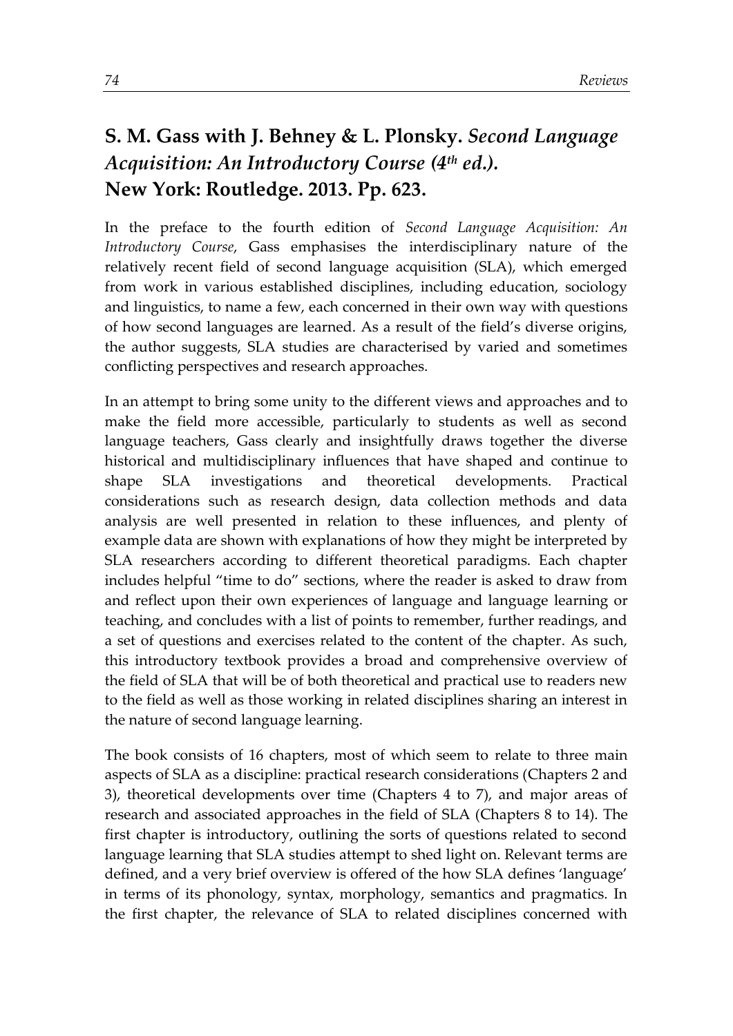# **S. M. Gass with J. Behney & L. Plonsky.** ***Second Language Acquisition: An Introductory Course (4th ed.).*** **New York: Routledge. 2013. Pp. 623.**

In the preface to the fourth edition of *Second Language Acquisition: An Introductory Course*, Gass emphasises the interdisciplinary nature of the relatively recent field of second language acquisition (SLA), which emerged from work in various established disciplines, including education, sociology and linguistics, to name a few, each concerned in their own way with questions of how second languages are learned. As a result of the field's diverse origins, the author suggests, SLA studies are characterised by varied and sometimes conflicting perspectives and research approaches.

In an attempt to bring some unity to the different views and approaches and to make the field more accessible, particularly to students as well as second language teachers, Gass clearly and insightfully draws together the diverse historical and multidisciplinary influences that have shaped and continue to shape SLA investigations and theoretical developments. Practical considerations such as research design, data collection methods and data analysis are well presented in relation to these influences, and plenty of example data are shown with explanations of how they might be interpreted by SLA researchers according to different theoretical paradigms. Each chapter includes helpful "time to do" sections, where the reader is asked to draw from and reflect upon their own experiences of language and language learning or teaching, and concludes with a list of points to remember, further readings, and a set of questions and exercises related to the content of the chapter. As such, this introductory textbook provides a broad and comprehensive overview of the field of SLA that will be of both theoretical and practical use to readers new to the field as well as those working in related disciplines sharing an interest in the nature of second language learning.

The book consists of 16 chapters, most of which seem to relate to three main aspects of SLA as a discipline: practical research considerations (Chapters 2 and 3), theoretical developments over time (Chapters 4 to 7), and major areas of research and associated approaches in the field of SLA (Chapters 8 to 14). The first chapter is introductory, outlining the sorts of questions related to second language learning that SLA studies attempt to shed light on. Relevant terms are defined, and a very brief overview is offered of the how SLA defines 'language' in terms of its phonology, syntax, morphology, semantics and pragmatics. In the first chapter, the relevance of SLA to related disciplines concerned with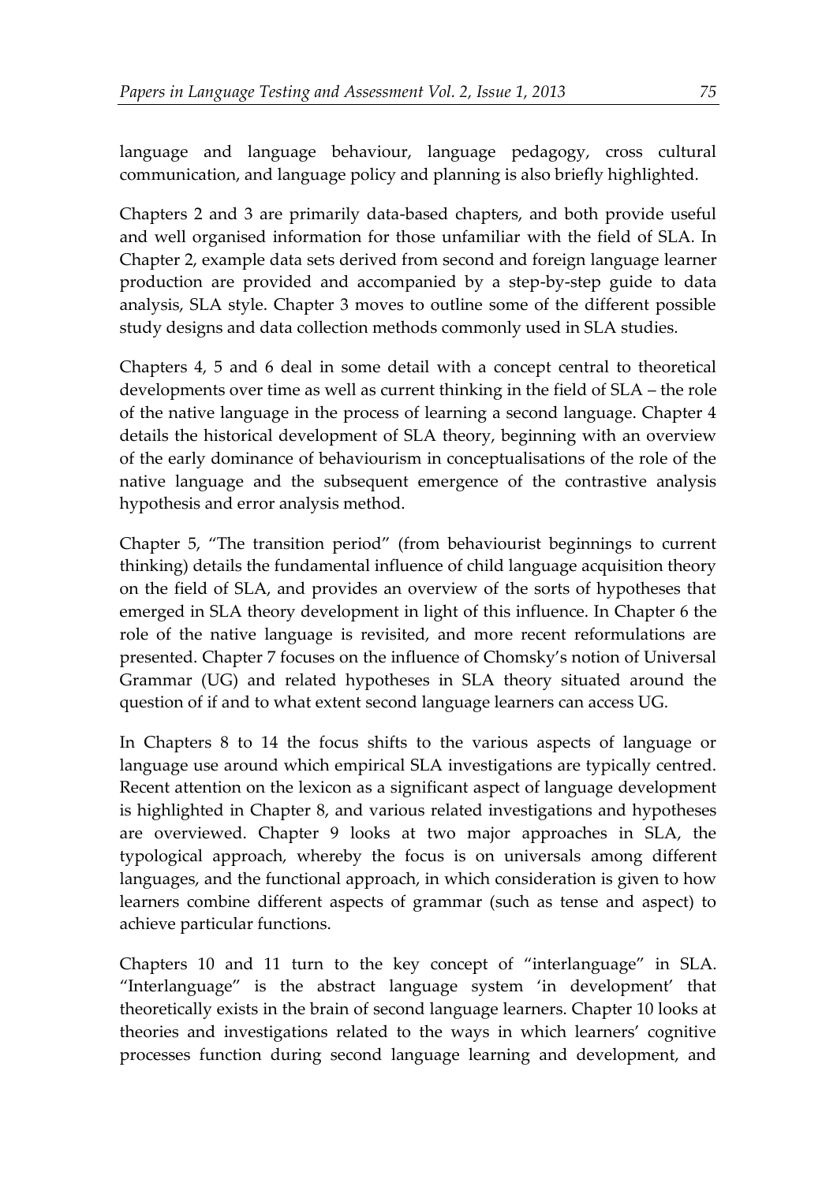language and language behaviour, language pedagogy, cross cultural communication, and language policy and planning is also briefly highlighted.

Chapters 2 and 3 are primarily data-based chapters, and both provide useful and well organised information for those unfamiliar with the field of SLA. In Chapter 2, example data sets derived from second and foreign language learner production are provided and accompanied by a step-by-step guide to data analysis, SLA style. Chapter 3 moves to outline some of the different possible study designs and data collection methods commonly used in SLA studies.

Chapters 4, 5 and 6 deal in some detail with a concept central to theoretical developments over time as well as current thinking in the field of SLA – the role of the native language in the process of learning a second language. Chapter 4 details the historical development of SLA theory, beginning with an overview of the early dominance of behaviourism in conceptualisations of the role of the native language and the subsequent emergence of the contrastive analysis hypothesis and error analysis method.

Chapter 5, "The transition period" (from behaviourist beginnings to current thinking) details the fundamental influence of child language acquisition theory on the field of SLA, and provides an overview of the sorts of hypotheses that emerged in SLA theory development in light of this influence. In Chapter 6 the role of the native language is revisited, and more recent reformulations are presented. Chapter 7 focuses on the influence of Chomsky's notion of Universal Grammar (UG) and related hypotheses in SLA theory situated around the question of if and to what extent second language learners can access UG.

In Chapters 8 to 14 the focus shifts to the various aspects of language or language use around which empirical SLA investigations are typically centred. Recent attention on the lexicon as a significant aspect of language development is highlighted in Chapter 8, and various related investigations and hypotheses are overviewed. Chapter 9 looks at two major approaches in SLA, the typological approach, whereby the focus is on universals among different languages, and the functional approach, in which consideration is given to how learners combine different aspects of grammar (such as tense and aspect) to achieve particular functions.

Chapters 10 and 11 turn to the key concept of "interlanguage" in SLA. "Interlanguage" is the abstract language system 'in development' that theoretically exists in the brain of second language learners. Chapter 10 looks at theories and investigations related to the ways in which learners' cognitive processes function during second language learning and development, and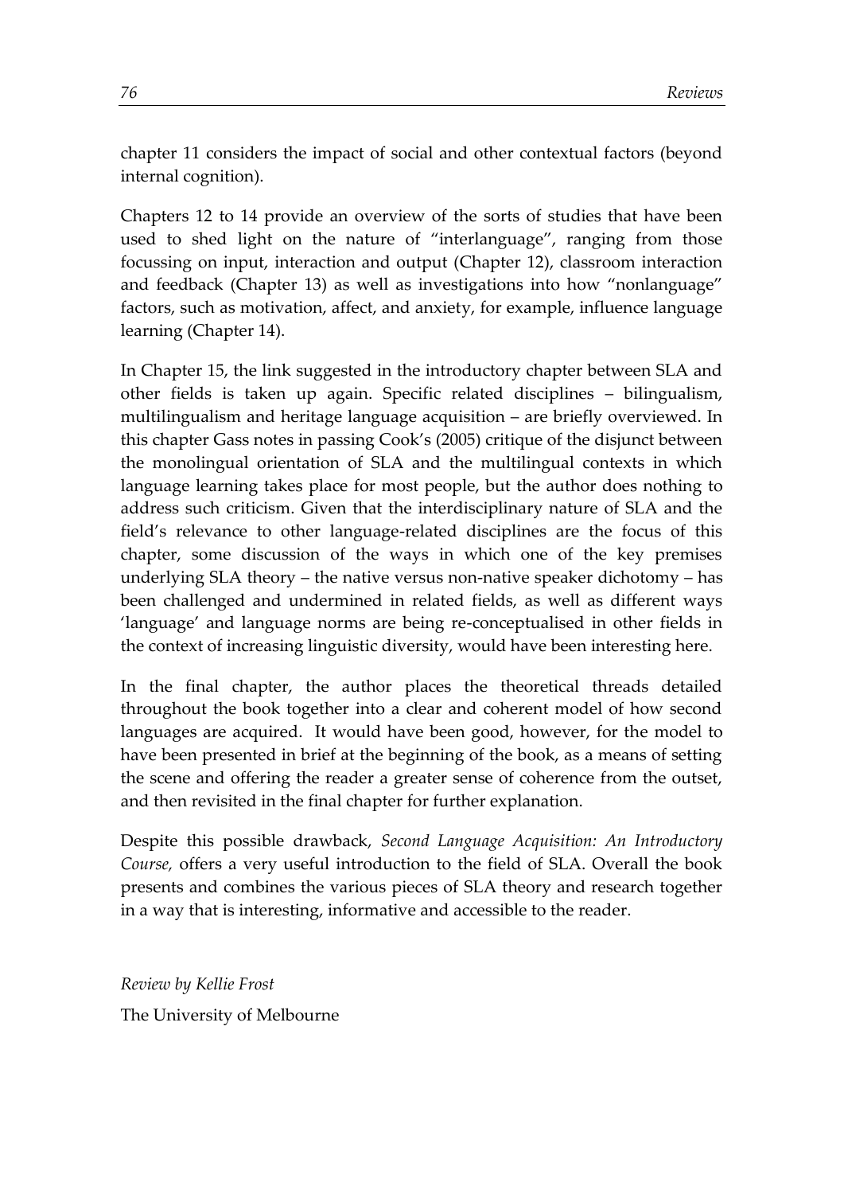chapter 11 considers the impact of social and other contextual factors (beyond internal cognition).

Chapters 12 to 14 provide an overview of the sorts of studies that have been used to shed light on the nature of "interlanguage", ranging from those focussing on input, interaction and output (Chapter 12), classroom interaction and feedback (Chapter 13) as well as investigations into how "nonlanguage" factors, such as motivation, affect, and anxiety, for example, influence language learning (Chapter 14).

In Chapter 15, the link suggested in the introductory chapter between SLA and other fields is taken up again. Specific related disciplines – bilingualism, multilingualism and heritage language acquisition – are briefly overviewed. In this chapter Gass notes in passing Cook's (2005) critique of the disjunct between the monolingual orientation of SLA and the multilingual contexts in which language learning takes place for most people, but the author does nothing to address such criticism. Given that the interdisciplinary nature of SLA and the field's relevance to other language-related disciplines are the focus of this chapter, some discussion of the ways in which one of the key premises underlying SLA theory – the native versus non-native speaker dichotomy – has been challenged and undermined in related fields, as well as different ways 'language' and language norms are being re-conceptualised in other fields in the context of increasing linguistic diversity, would have been interesting here.

In the final chapter, the author places the theoretical threads detailed throughout the book together into a clear and coherent model of how second languages are acquired. It would have been good, however, for the model to have been presented in brief at the beginning of the book, as a means of setting the scene and offering the reader a greater sense of coherence from the outset, and then revisited in the final chapter for further explanation.

Despite this possible drawback, *Second Language Acquisition: An Introductory Course,* offers a very useful introduction to the field of SLA. Overall the book presents and combines the various pieces of SLA theory and research together in a way that is interesting, informative and accessible to the reader.

*Review by Kellie Frost*

The University of Melbourne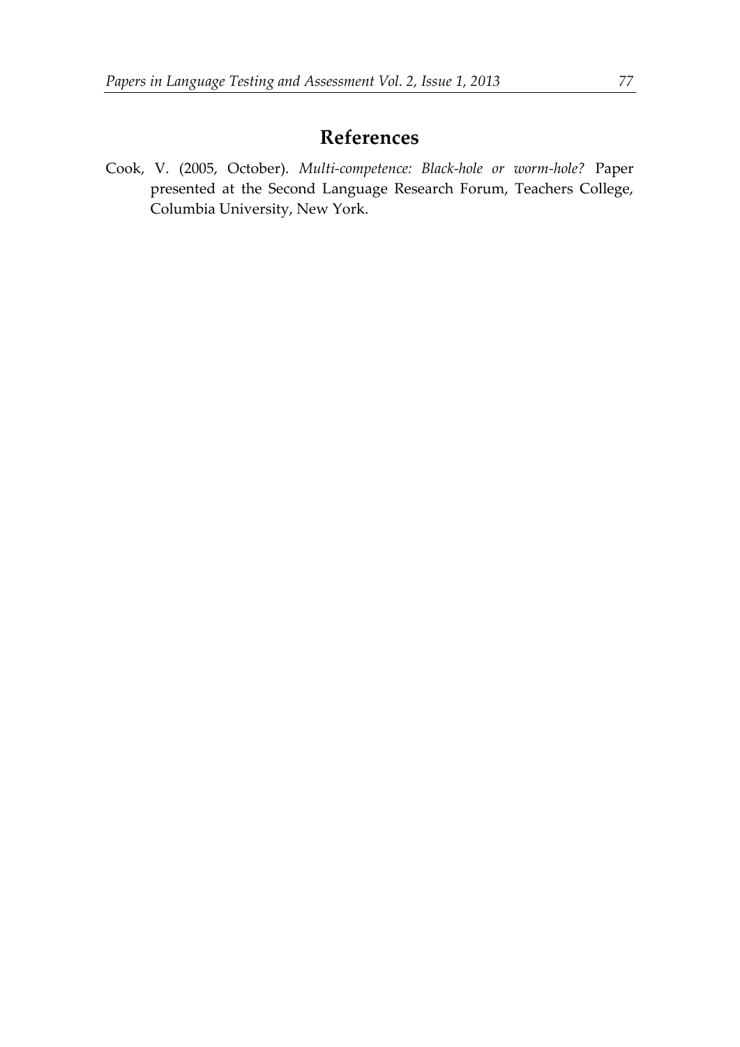## References

Cook, V. (2005, October). *Multi-competence: Black-hole or worm-hole?* Paper presented at the Second Language Research Forum, Teachers College, Columbia University, New York.